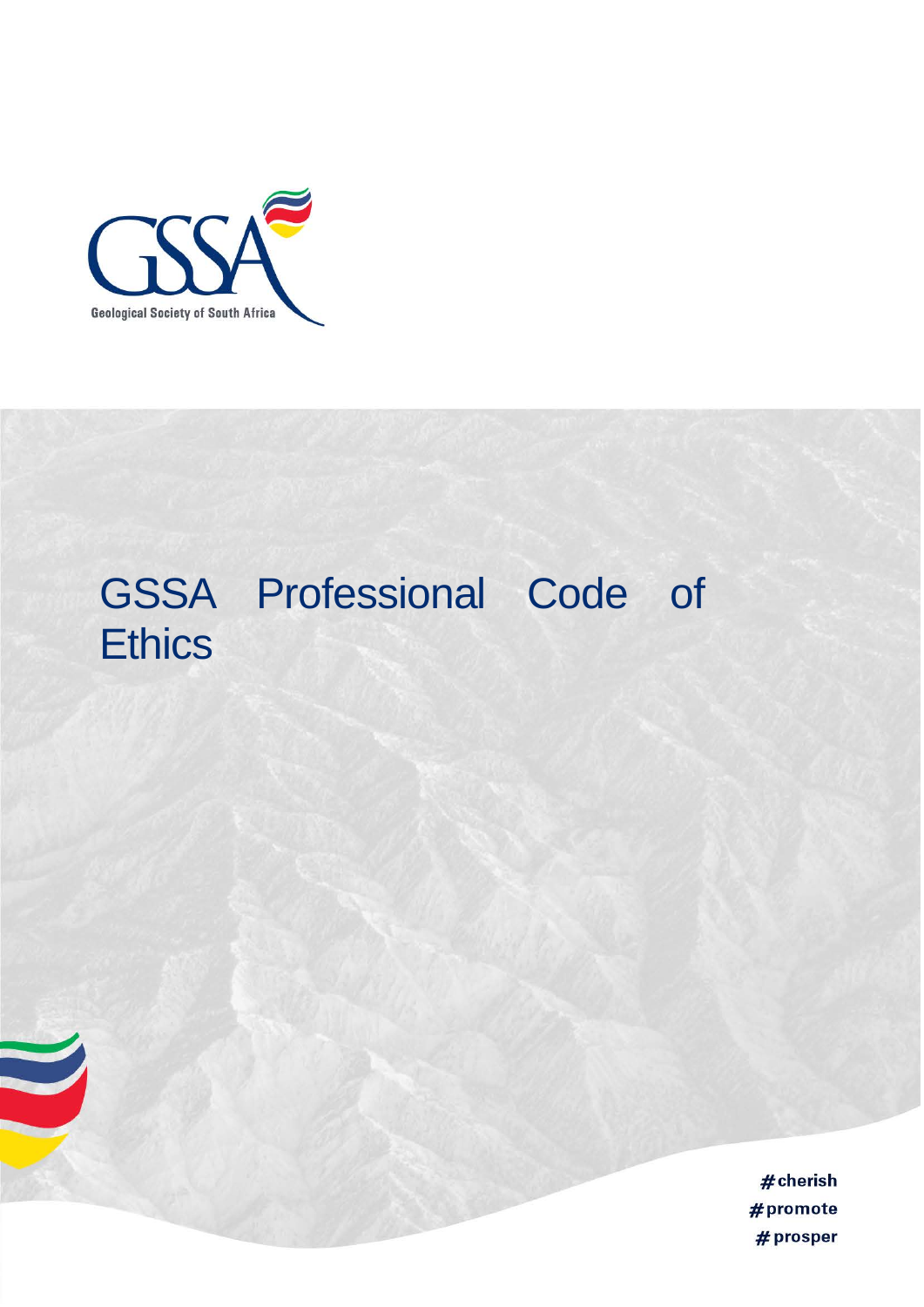Geological Society of South Africa

# GSSA Professional Code of Ethics

#cherish
#promote
#prosper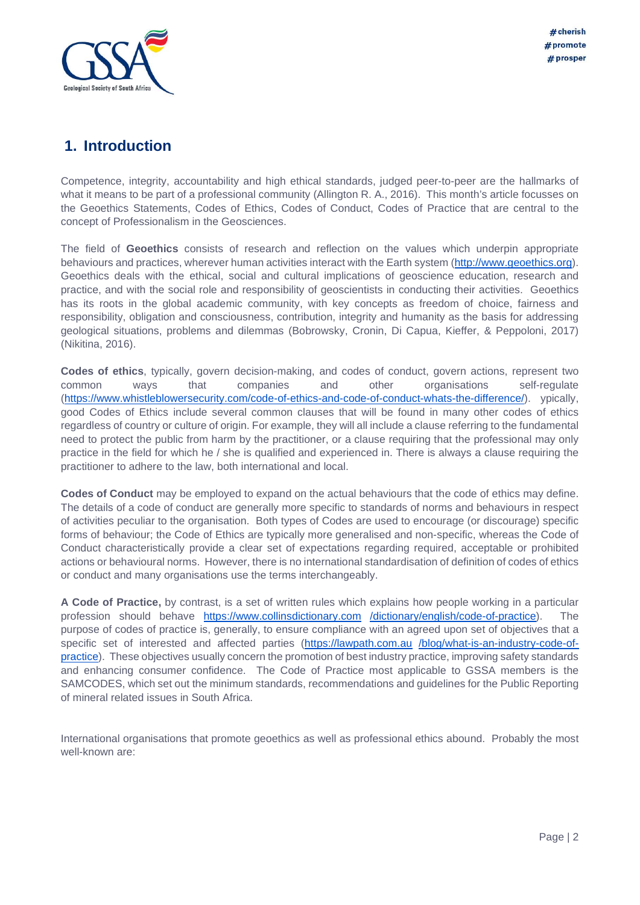## 1. Introduction

Competence, integrity, accountability and high ethical standards, judged peer-to-peer are the hallmarks of what it means to be part of a professional community (Allington R. A., 2016). This month's article focusses on the Geoethics Statements, Codes of Ethics, Codes of Conduct, Codes of Practice that are central to the concept of Professionalism in the Geosciences.

The field of **Geoethics** consists of research and reflection on the values which underpin appropriate behaviours and practices, wherever human activities interact with the Earth system (http://www.geoethics.org). Geoethics deals with the ethical, social and cultural implications of geoscience education, research and practice, and with the social role and responsibility of geoscientists in conducting their activities. Geoethics has its roots in the global academic community, with key concepts as freedom of choice, fairness and responsibility, obligation and consciousness, contribution, integrity and humanity as the basis for addressing geological situations, problems and dilemmas (Bobrowsky, Cronin, Di Capua, Kieffer, & Peppoloni, 2017) (Nikitina, 2016).

**Codes of ethics**, typically, govern decision-making, and codes of conduct, govern actions, represent two common ways that companies and other organisations self-regulate (https://www.whistleblowersecurity.com/code-of-ethics-and-code-of-conduct-whats-the-difference/). ypically, good Codes of Ethics include several common clauses that will be found in many other codes of ethics regardless of country or culture of origin. For example, they will all include a clause referring to the fundamental need to protect the public from harm by the practitioner, or a clause requiring that the professional may only practice in the field for which he / she is qualified and experienced in. There is always a clause requiring the practitioner to adhere to the law, both international and local.

**Codes of Conduct** may be employed to expand on the actual behaviours that the code of ethics may define. The details of a code of conduct are generally more specific to standards of norms and behaviours in respect of activities peculiar to the organisation. Both types of Codes are used to encourage (or discourage) specific forms of behaviour; the Code of Ethics are typically more generalised and non-specific, whereas the Code of Conduct characteristically provide a clear set of expectations regarding required, acceptable or prohibited actions or behavioural norms. However, there is no international standardisation of definition of codes of ethics or conduct and many organisations use the terms interchangeably.

**A Code of Practice,** by contrast, is a set of written rules which explains how people working in a particular profession should behave https://www.collinsdictionary.com /dictionary/english/code-of-practice). The purpose of codes of practice is, generally, to ensure compliance with an agreed upon set of objectives that a specific set of interested and affected parties (https://lawpath.com.au /blog/what-is-an-industry-code-of-practice). These objectives usually concern the promotion of best industry practice, improving safety standards and enhancing consumer confidence. The Code of Practice most applicable to GSSA members is the SAMCODES, which set out the minimum standards, recommendations and guidelines for the Public Reporting of mineral related issues in South Africa.

International organisations that promote geoethics as well as professional ethics abound. Probably the most well-known are: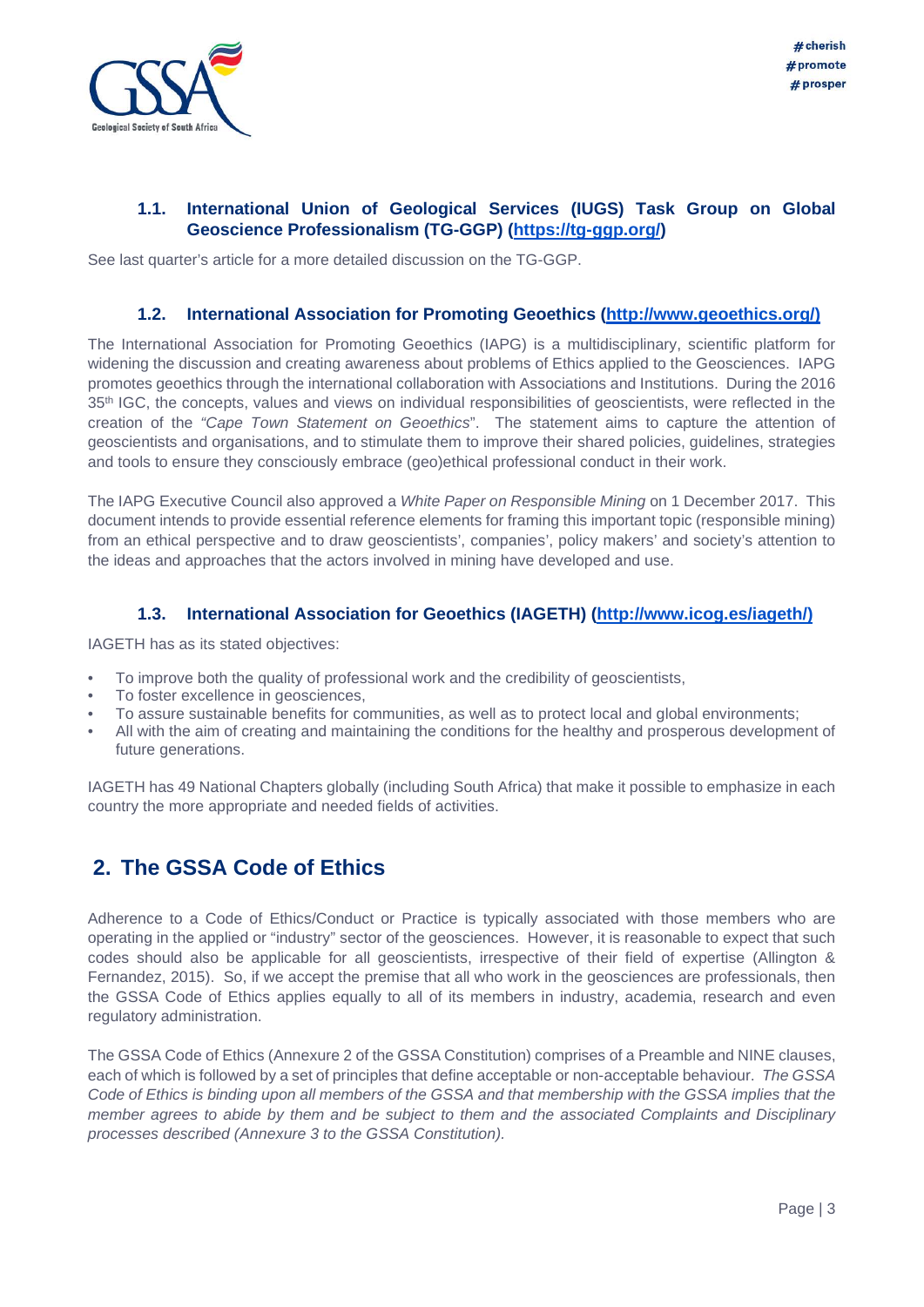### 1.1. International Union of Geological Services (IUGS) Task Group on Global Geoscience Professionalism (TG-GGP) (https://tg-ggp.org/)

See last quarter's article for a more detailed discussion on the TG-GGP.

### 1.2. International Association for Promoting Geoethics (http://www.geoethics.org/)

The International Association for Promoting Geoethics (IAPG) is a multidisciplinary, scientific platform for widening the discussion and creating awareness about problems of Ethics applied to the Geosciences. IAPG promotes geoethics through the international collaboration with Associations and Institutions. During the 2016 35th IGC, the concepts, values and views on individual responsibilities of geoscientists, were reflected in the creation of the *"Cape Town Statement on Geoethics*". The statement aims to capture the attention of geoscientists and organisations, and to stimulate them to improve their shared policies, guidelines, strategies and tools to ensure they consciously embrace (geo)ethical professional conduct in their work.

The IAPG Executive Council also approved a *White Paper on Responsible Mining* on 1 December 2017. This document intends to provide essential reference elements for framing this important topic (responsible mining) from an ethical perspective and to draw geoscientists', companies', policy makers' and society's attention to the ideas and approaches that the actors involved in mining have developed and use.

### 1.3. International Association for Geoethics (IAGETH) (http://www.icog.es/iageth/)

IAGETH has as its stated objectives:

- To improve both the quality of professional work and the credibility of geoscientists,
- To foster excellence in geosciences,
- To assure sustainable benefits for communities, as well as to protect local and global environments;
- All with the aim of creating and maintaining the conditions for the healthy and prosperous development of future generations.

IAGETH has 49 National Chapters globally (including South Africa) that make it possible to emphasize in each country the more appropriate and needed fields of activities.

## 2. The GSSA Code of Ethics

Adherence to a Code of Ethics/Conduct or Practice is typically associated with those members who are operating in the applied or "industry" sector of the geosciences. However, it is reasonable to expect that such codes should also be applicable for all geoscientists, irrespective of their field of expertise (Allington & Fernandez, 2015). So, if we accept the premise that all who work in the geosciences are professionals, then the GSSA Code of Ethics applies equally to all of its members in industry, academia, research and even regulatory administration.

The GSSA Code of Ethics (Annexure 2 of the GSSA Constitution) comprises of a Preamble and NINE clauses, each of which is followed by a set of principles that define acceptable or non-acceptable behaviour. *The GSSA Code of Ethics is binding upon all members of the GSSA and that membership with the GSSA implies that the member agrees to abide by them and be subject to them and the associated Complaints and Disciplinary processes described (Annexure 3 to the GSSA Constitution).*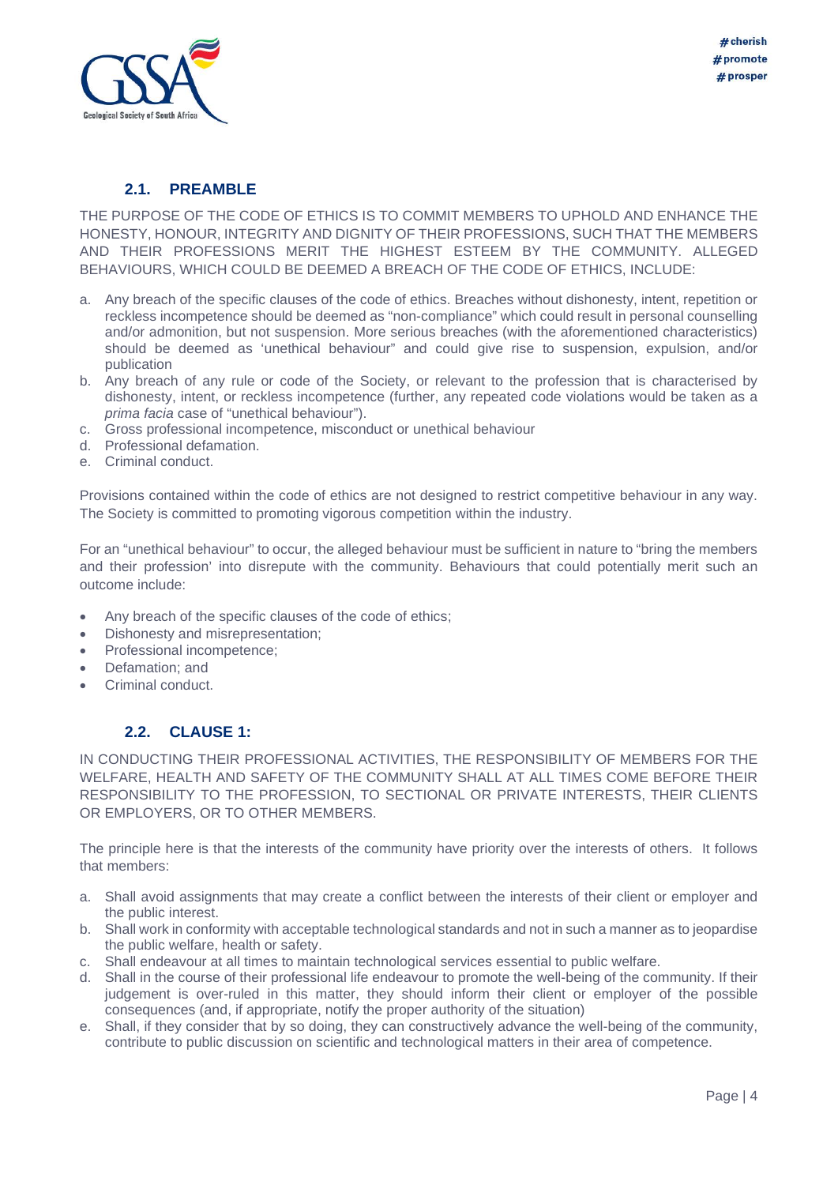## 2.1. PREAMBLE

THE PURPOSE OF THE CODE OF ETHICS IS TO COMMIT MEMBERS TO UPHOLD AND ENHANCE THE HONESTY, HONOUR, INTEGRITY AND DIGNITY OF THEIR PROFESSIONS, SUCH THAT THE MEMBERS AND THEIR PROFESSIONS MERIT THE HIGHEST ESTEEM BY THE COMMUNITY. ALLEGED BEHAVIOURS, WHICH COULD BE DEEMED A BREACH OF THE CODE OF ETHICS, INCLUDE:

a. Any breach of the specific clauses of the code of ethics. Breaches without dishonesty, intent, repetition or reckless incompetence should be deemed as "non-compliance" which could result in personal counselling and/or admonition, but not suspension. More serious breaches (with the aforementioned characteristics) should be deemed as 'unethical behaviour" and could give rise to suspension, expulsion, and/or publication
b. Any breach of any rule or code of the Society, or relevant to the profession that is characterised by dishonesty, intent, or reckless incompetence (further, any repeated code violations would be taken as a *prima facia* case of "unethical behaviour").
c. Gross professional incompetence, misconduct or unethical behaviour
d. Professional defamation.
e. Criminal conduct.

Provisions contained within the code of ethics are not designed to restrict competitive behaviour in any way. The Society is committed to promoting vigorous competition within the industry.

For an "unethical behaviour" to occur, the alleged behaviour must be sufficient in nature to "bring the members and their profession' into disrepute with the community. Behaviours that could potentially merit such an outcome include:

- Any breach of the specific clauses of the code of ethics;
- Dishonesty and misrepresentation;
- Professional incompetence;
- Defamation; and
- Criminal conduct.

## 2.2. CLAUSE 1:

IN CONDUCTING THEIR PROFESSIONAL ACTIVITIES, THE RESPONSIBILITY OF MEMBERS FOR THE WELFARE, HEALTH AND SAFETY OF THE COMMUNITY SHALL AT ALL TIMES COME BEFORE THEIR RESPONSIBILITY TO THE PROFESSION, TO SECTIONAL OR PRIVATE INTERESTS, THEIR CLIENTS OR EMPLOYERS, OR TO OTHER MEMBERS.

The principle here is that the interests of the community have priority over the interests of others. It follows that members:

a. Shall avoid assignments that may create a conflict between the interests of their client or employer and the public interest.
b. Shall work in conformity with acceptable technological standards and not in such a manner as to jeopardise the public welfare, health or safety.
c. Shall endeavour at all times to maintain technological services essential to public welfare.
d. Shall in the course of their professional life endeavour to promote the well-being of the community. If their judgement is over-ruled in this matter, they should inform their client or employer of the possible consequences (and, if appropriate, notify the proper authority of the situation)
e. Shall, if they consider that by so doing, they can constructively advance the well-being of the community, contribute to public discussion on scientific and technological matters in their area of competence.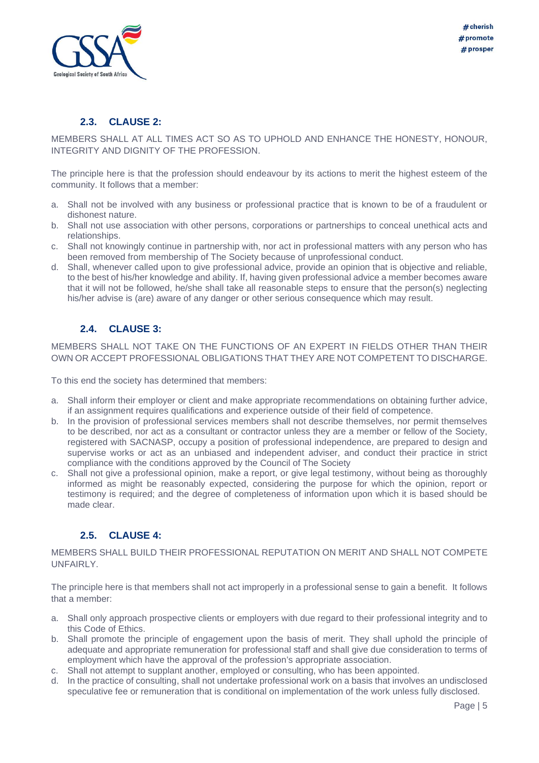### 2.3. CLAUSE 2:

MEMBERS SHALL AT ALL TIMES ACT SO AS TO UPHOLD AND ENHANCE THE HONESTY, HONOUR, INTEGRITY AND DIGNITY OF THE PROFESSION.

The principle here is that the profession should endeavour by its actions to merit the highest esteem of the community. It follows that a member:

a. Shall not be involved with any business or professional practice that is known to be of a fraudulent or dishonest nature.
b. Shall not use association with other persons, corporations or partnerships to conceal unethical acts and relationships.
c. Shall not knowingly continue in partnership with, nor act in professional matters with any person who has been removed from membership of The Society because of unprofessional conduct.
d. Shall, whenever called upon to give professional advice, provide an opinion that is objective and reliable, to the best of his/her knowledge and ability. If, having given professional advice a member becomes aware that it will not be followed, he/she shall take all reasonable steps to ensure that the person(s) neglecting his/her advise is (are) aware of any danger or other serious consequence which may result.

### 2.4. CLAUSE 3:

MEMBERS SHALL NOT TAKE ON THE FUNCTIONS OF AN EXPERT IN FIELDS OTHER THAN THEIR OWN OR ACCEPT PROFESSIONAL OBLIGATIONS THAT THEY ARE NOT COMPETENT TO DISCHARGE.

To this end the society has determined that members:

a. Shall inform their employer or client and make appropriate recommendations on obtaining further advice, if an assignment requires qualifications and experience outside of their field of competence.
b. In the provision of professional services members shall not describe themselves, nor permit themselves to be described, nor act as a consultant or contractor unless they are a member or fellow of the Society, registered with SACNASP, occupy a position of professional independence, are prepared to design and supervise works or act as an unbiased and independent adviser, and conduct their practice in strict compliance with the conditions approved by the Council of The Society
c. Shall not give a professional opinion, make a report, or give legal testimony, without being as thoroughly informed as might be reasonably expected, considering the purpose for which the opinion, report or testimony is required; and the degree of completeness of information upon which it is based should be made clear.

### 2.5. CLAUSE 4:

MEMBERS SHALL BUILD THEIR PROFESSIONAL REPUTATION ON MERIT AND SHALL NOT COMPETE UNFAIRLY.

The principle here is that members shall not act improperly in a professional sense to gain a benefit. It follows that a member:

a. Shall only approach prospective clients or employers with due regard to their professional integrity and to this Code of Ethics.
b. Shall promote the principle of engagement upon the basis of merit. They shall uphold the principle of adequate and appropriate remuneration for professional staff and shall give due consideration to terms of employment which have the approval of the profession's appropriate association.
c. Shall not attempt to supplant another, employed or consulting, who has been appointed.
d. In the practice of consulting, shall not undertake professional work on a basis that involves an undisclosed speculative fee or remuneration that is conditional on implementation of the work unless fully disclosed.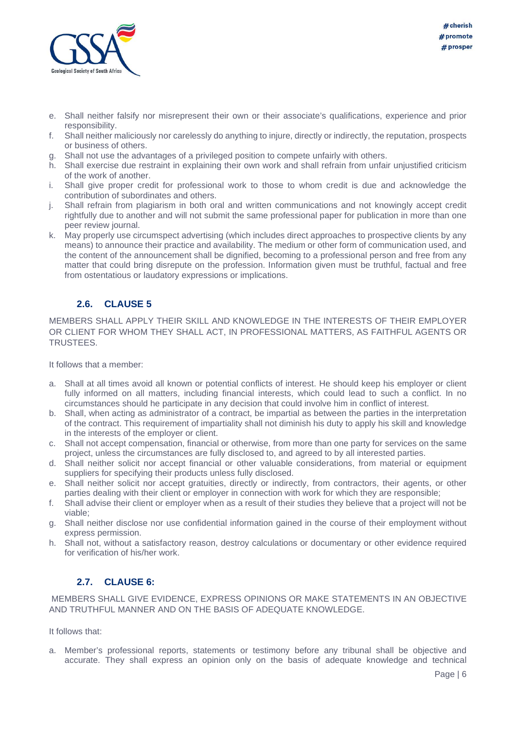e. Shall neither falsify nor misrepresent their own or their associate's qualifications, experience and prior responsibility.
f. Shall neither maliciously nor carelessly do anything to injure, directly or indirectly, the reputation, prospects or business of others.
g. Shall not use the advantages of a privileged position to compete unfairly with others.
h. Shall exercise due restraint in explaining their own work and shall refrain from unfair unjustified criticism of the work of another.
i. Shall give proper credit for professional work to those to whom credit is due and acknowledge the contribution of subordinates and others.
j. Shall refrain from plagiarism in both oral and written communications and not knowingly accept credit rightfully due to another and will not submit the same professional paper for publication in more than one peer review journal.
k. May properly use circumspect advertising (which includes direct approaches to prospective clients by any means) to announce their practice and availability. The medium or other form of communication used, and the content of the announcement shall be dignified, becoming to a professional person and free from any matter that could bring disrepute on the profession. Information given must be truthful, factual and free from ostentatious or laudatory expressions or implications.

## 2.6. CLAUSE 5

MEMBERS SHALL APPLY THEIR SKILL AND KNOWLEDGE IN THE INTERESTS OF THEIR EMPLOYER OR CLIENT FOR WHOM THEY SHALL ACT, IN PROFESSIONAL MATTERS, AS FAITHFUL AGENTS OR TRUSTEES.

It follows that a member:

a. Shall at all times avoid all known or potential conflicts of interest. He should keep his employer or client fully informed on all matters, including financial interests, which could lead to such a conflict. In no circumstances should he participate in any decision that could involve him in conflict of interest.
b. Shall, when acting as administrator of a contract, be impartial as between the parties in the interpretation of the contract. This requirement of impartiality shall not diminish his duty to apply his skill and knowledge in the interests of the employer or client.
c. Shall not accept compensation, financial or otherwise, from more than one party for services on the same project, unless the circumstances are fully disclosed to, and agreed to by all interested parties.
d. Shall neither solicit nor accept financial or other valuable considerations, from material or equipment suppliers for specifying their products unless fully disclosed.
e. Shall neither solicit nor accept gratuities, directly or indirectly, from contractors, their agents, or other parties dealing with their client or employer in connection with work for which they are responsible;
f. Shall advise their client or employer when as a result of their studies they believe that a project will not be viable;
g. Shall neither disclose nor use confidential information gained in the course of their employment without express permission.
h. Shall not, without a satisfactory reason, destroy calculations or documentary or other evidence required for verification of his/her work.

## 2.7. CLAUSE 6:

MEMBERS SHALL GIVE EVIDENCE, EXPRESS OPINIONS OR MAKE STATEMENTS IN AN OBJECTIVE AND TRUTHFUL MANNER AND ON THE BASIS OF ADEQUATE KNOWLEDGE.

It follows that:

a. Member's professional reports, statements or testimony before any tribunal shall be objective and accurate. They shall express an opinion only on the basis of adequate knowledge and technical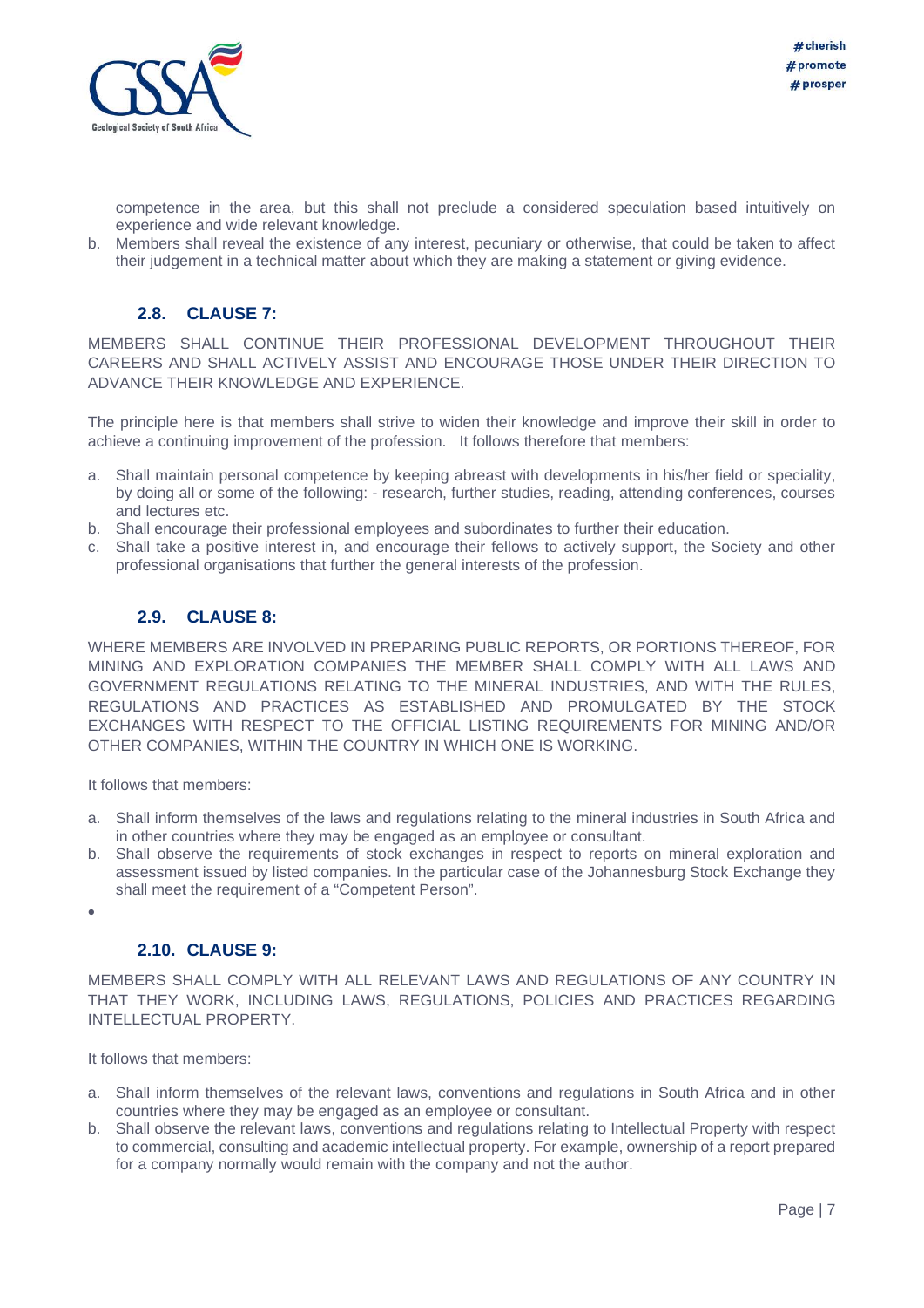competence in the area, but this shall not preclude a considered speculation based intuitively on experience and wide relevant knowledge.

b. Members shall reveal the existence of any interest, pecuniary or otherwise, that could be taken to affect their judgement in a technical matter about which they are making a statement or giving evidence.

### 2.8. CLAUSE 7:

MEMBERS SHALL CONTINUE THEIR PROFESSIONAL DEVELOPMENT THROUGHOUT THEIR CAREERS AND SHALL ACTIVELY ASSIST AND ENCOURAGE THOSE UNDER THEIR DIRECTION TO ADVANCE THEIR KNOWLEDGE AND EXPERIENCE.

The principle here is that members shall strive to widen their knowledge and improve their skill in order to achieve a continuing improvement of the profession. It follows therefore that members:

a. Shall maintain personal competence by keeping abreast with developments in his/her field or speciality, by doing all or some of the following: - research, further studies, reading, attending conferences, courses and lectures etc.
b. Shall encourage their professional employees and subordinates to further their education.
c. Shall take a positive interest in, and encourage their fellows to actively support, the Society and other professional organisations that further the general interests of the profession.

### 2.9. CLAUSE 8:

WHERE MEMBERS ARE INVOLVED IN PREPARING PUBLIC REPORTS, OR PORTIONS THEREOF, FOR MINING AND EXPLORATION COMPANIES THE MEMBER SHALL COMPLY WITH ALL LAWS AND GOVERNMENT REGULATIONS RELATING TO THE MINERAL INDUSTRIES, AND WITH THE RULES, REGULATIONS AND PRACTICES AS ESTABLISHED AND PROMULGATED BY THE STOCK EXCHANGES WITH RESPECT TO THE OFFICIAL LISTING REQUIREMENTS FOR MINING AND/OR OTHER COMPANIES, WITHIN THE COUNTRY IN WHICH ONE IS WORKING.

It follows that members:

a. Shall inform themselves of the laws and regulations relating to the mineral industries in South Africa and in other countries where they may be engaged as an employee or consultant.
b. Shall observe the requirements of stock exchanges in respect to reports on mineral exploration and assessment issued by listed companies. In the particular case of the Johannesburg Stock Exchange they shall meet the requirement of a "Competent Person".

### 2.10. CLAUSE 9:

MEMBERS SHALL COMPLY WITH ALL RELEVANT LAWS AND REGULATIONS OF ANY COUNTRY IN THAT THEY WORK, INCLUDING LAWS, REGULATIONS, POLICIES AND PRACTICES REGARDING INTELLECTUAL PROPERTY.

It follows that members:

a. Shall inform themselves of the relevant laws, conventions and regulations in South Africa and in other countries where they may be engaged as an employee or consultant.
b. Shall observe the relevant laws, conventions and regulations relating to Intellectual Property with respect to commercial, consulting and academic intellectual property. For example, ownership of a report prepared for a company normally would remain with the company and not the author.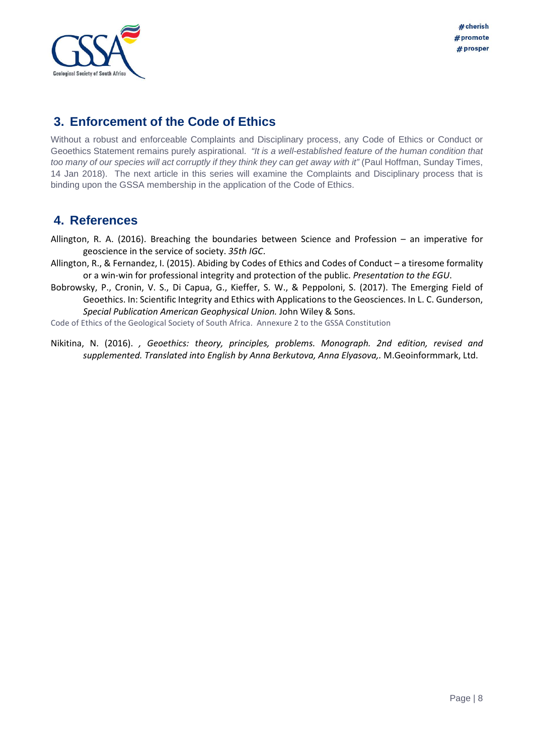## 3. Enforcement of the Code of Ethics

Without a robust and enforceable Complaints and Disciplinary process, any Code of Ethics or Conduct or Geoethics Statement remains purely aspirational. *"It is a well-established feature of the human condition that too many of our species will act corruptly if they think they can get away with it"* (Paul Hoffman, Sunday Times, 14 Jan 2018). The next article in this series will examine the Complaints and Disciplinary process that is binding upon the GSSA membership in the application of the Code of Ethics.

## 4. References

Allington, R. A. (2016). Breaching the boundaries between Science and Profession – an imperative for geoscience in the service of society. *35th IGC*.

Allington, R., & Fernandez, I. (2015). Abiding by Codes of Ethics and Codes of Conduct – a tiresome formality or a win-win for professional integrity and protection of the public. *Presentation to the EGU*.

Bobrowsky, P., Cronin, V. S., Di Capua, G., Kieffer, S. W., & Peppoloni, S. (2017). The Emerging Field of Geoethics. In: Scientific Integrity and Ethics with Applications to the Geosciences. In L. C. Gunderson, *Special Publication American Geophysical Union.* John Wiley & Sons.

Code of Ethics of the Geological Society of South Africa. Annexure 2 to the GSSA Constitution

Nikitina, N. (2016). *, Geoethics: theory, principles, problems. Monograph. 2nd edition, revised and supplemented. Translated into English by Anna Berkutova, Anna Elyasova,.* M.Geoinformmark, Ltd.